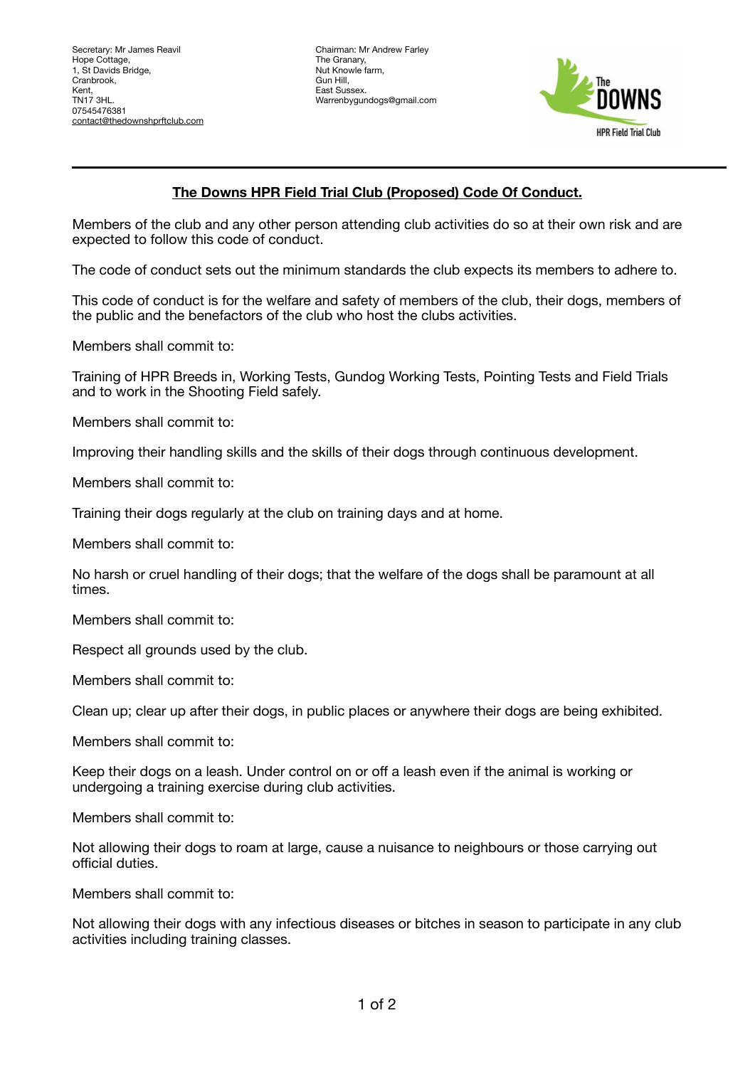Secretary: Mr James Reavil
Hope Cottage,
1, St Davids Bridge,
Cranbrook,
Kent,
TN17 3HL.
07545476381
contact@thedownshprftclub.com

Chairman: Mr Andrew Farley
The Granary,
Nut Knowle farm,
Gun Hill,
East Sussex.
Warrenbygundogs@gmail.com

The DOWNS
HPR Field Trial Club

---

## The Downs HPR Field Trial Club (Proposed) Code Of Conduct.

Members of the club and any other person attending club activities do so at their own risk and are expected to follow this code of conduct.

The code of conduct sets out the minimum standards the club expects its members to adhere to.

This code of conduct is for the welfare and safety of members of the club, their dogs, members of the public and the benefactors of the club who host the clubs activities.

Members shall commit to:

Training of HPR Breeds in, Working Tests, Gundog Working Tests, Pointing Tests and Field Trials and to work in the Shooting Field safely.

Members shall commit to:

Improving their handling skills and the skills of their dogs through continuous development.

Members shall commit to:

Training their dogs regularly at the club on training days and at home.

Members shall commit to:

No harsh or cruel handling of their dogs; that the welfare of the dogs shall be paramount at all times.

Members shall commit to:

Respect all grounds used by the club.

Members shall commit to:

Clean up; clear up after their dogs, in public places or anywhere their dogs are being exhibited.

Members shall commit to:

Keep their dogs on a leash. Under control on or off a leash even if the animal is working or undergoing a training exercise during club activities.

Members shall commit to:

Not allowing their dogs to roam at large, cause a nuisance to neighbours or those carrying out official duties.

Members shall commit to:

Not allowing their dogs with any infectious diseases or bitches in season to participate in any club activities including training classes.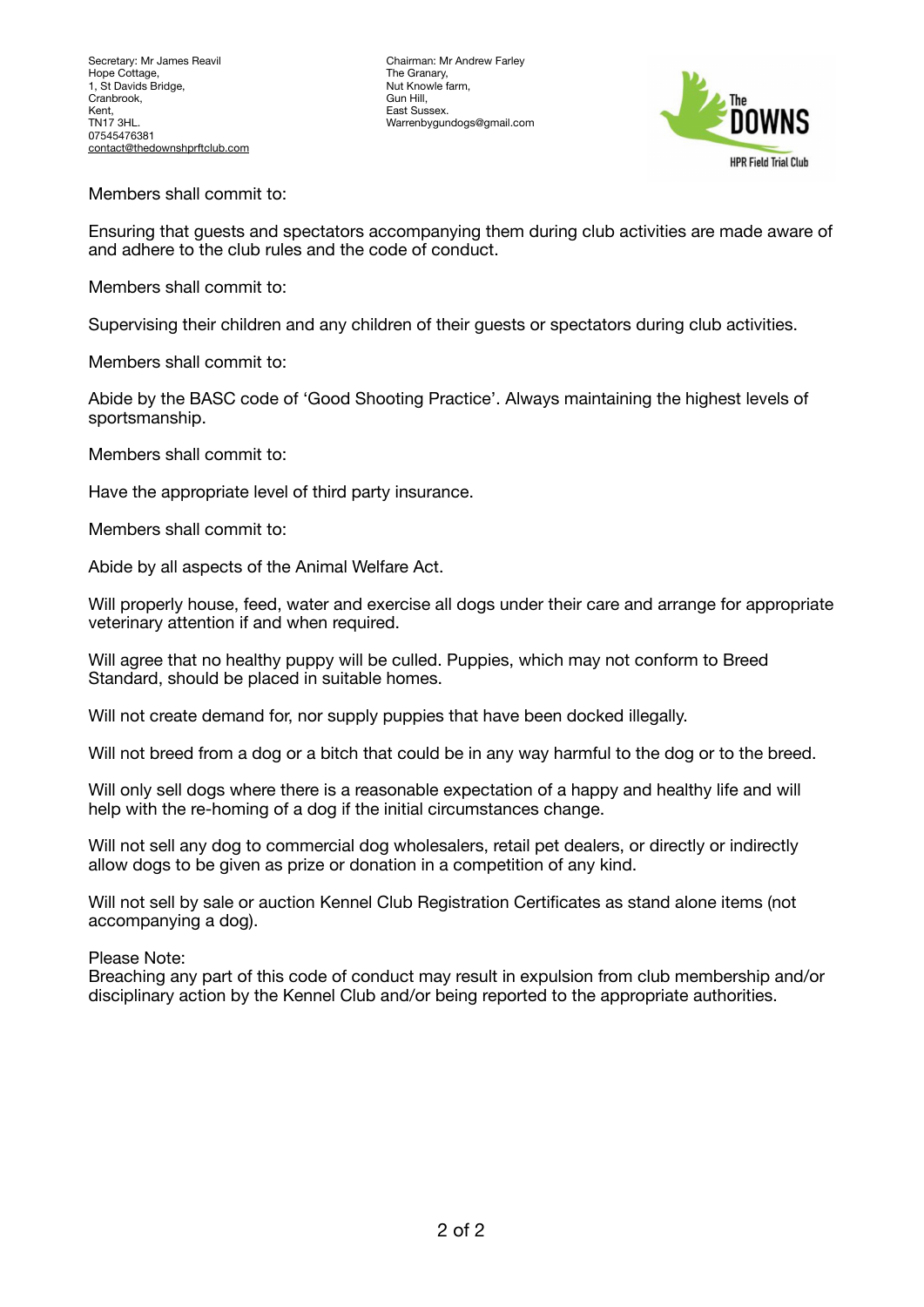Secretary: Mr James Reavil
Hope Cottage,
1, St Davids Bridge,
Cranbrook,
Kent,
TN17 3HL.
07545476381
contact@thedownshprftclub.com

Chairman: Mr Andrew Farley
The Granary,
Nut Knowle farm,
Gun Hill,
East Sussex.
Warrenbygundogs@gmail.com

The DOWNS
HPR Field Trial Club

Members shall commit to:

Ensuring that guests and spectators accompanying them during club activities are made aware of and adhere to the club rules and the code of conduct.

Members shall commit to:

Supervising their children and any children of their guests or spectators during club activities.

Members shall commit to:

Abide by the BASC code of 'Good Shooting Practice'. Always maintaining the highest levels of sportsmanship.

Members shall commit to:

Have the appropriate level of third party insurance.

Members shall commit to:

Abide by all aspects of the Animal Welfare Act.

Will properly house, feed, water and exercise all dogs under their care and arrange for appropriate veterinary attention if and when required.

Will agree that no healthy puppy will be culled. Puppies, which may not conform to Breed Standard, should be placed in suitable homes.

Will not create demand for, nor supply puppies that have been docked illegally.

Will not breed from a dog or a bitch that could be in any way harmful to the dog or to the breed.

Will only sell dogs where there is a reasonable expectation of a happy and healthy life and will help with the re-homing of a dog if the initial circumstances change.

Will not sell any dog to commercial dog wholesalers, retail pet dealers, or directly or indirectly allow dogs to be given as prize or donation in a competition of any kind.

Will not sell by sale or auction Kennel Club Registration Certificates as stand alone items (not accompanying a dog).

Please Note:
Breaching any part of this code of conduct may result in expulsion from club membership and/or disciplinary action by the Kennel Club and/or being reported to the appropriate authorities.